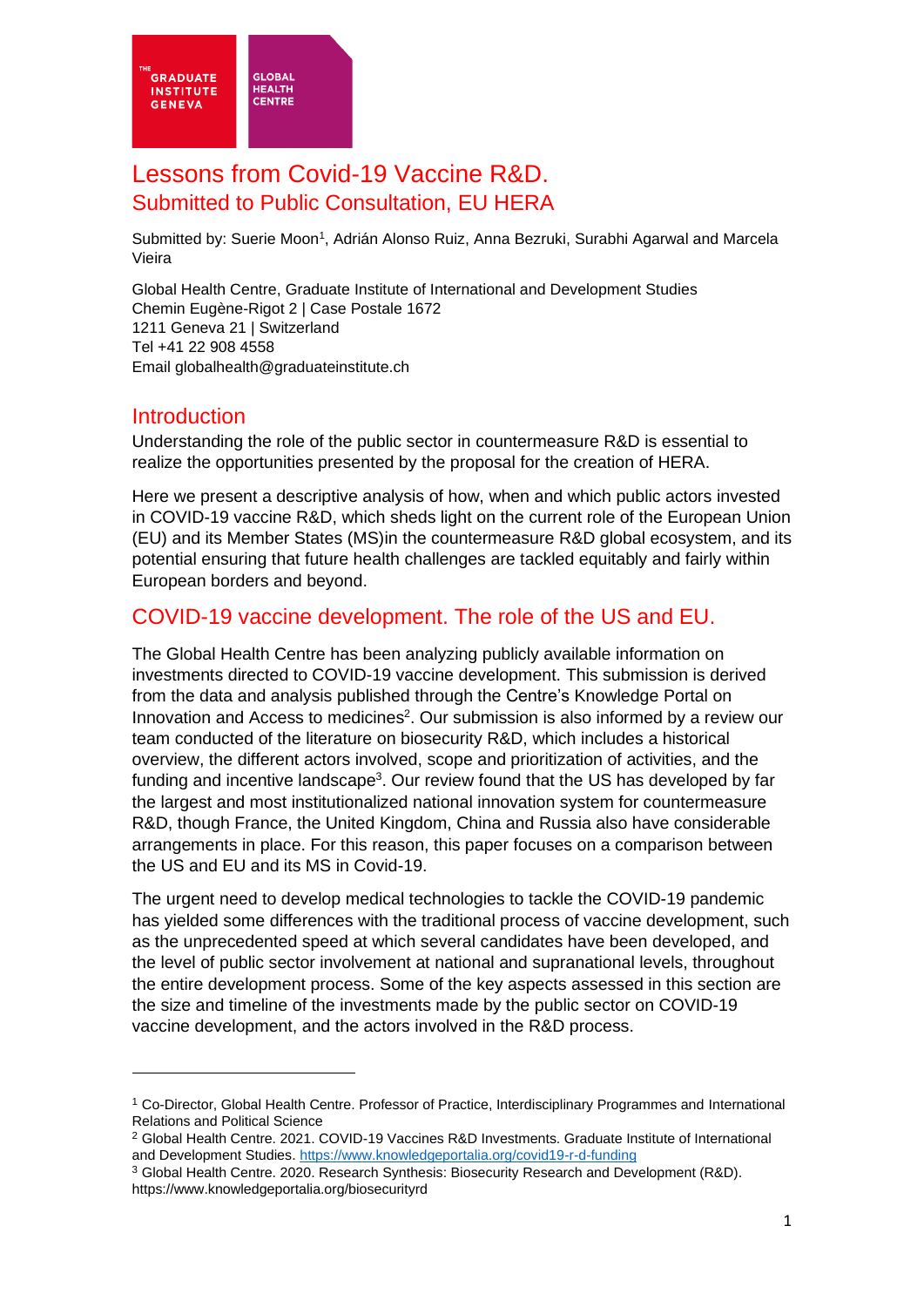THE GRADUATE INSTITUTE GENEVA | GLOBAL HEALTH CENTRE

# Lessons from Covid-19 Vaccine R&D.

## Submitted to Public Consultation, EU HERA

Submitted by: Suerie Moon[1], Adrián Alonso Ruiz, Anna Bezruki, Surabhi Agarwal and Marcela Vieira

Global Health Centre, Graduate Institute of International and Development Studies
Chemin Eugène-Rigot 2 | Case Postale 1672
1211 Geneva 21 | Switzerland
Tel +41 22 908 4558
Email globalhealth@graduateinstitute.ch

## Introduction

Understanding the role of the public sector in countermeasure R&D is essential to realize the opportunities presented by the proposal for the creation of HERA.

Here we present a descriptive analysis of how, when and which public actors invested in COVID-19 vaccine R&D, which sheds light on the current role of the European Union (EU) and its Member States (MS)in the countermeasure R&D global ecosystem, and its potential ensuring that future health challenges are tackled equitably and fairly within European borders and beyond.

## COVID-19 vaccine development. The role of the US and EU.

The Global Health Centre has been analyzing publicly available information on investments directed to COVID-19 vaccine development. This submission is derived from the data and analysis published through the Centre's Knowledge Portal on Innovation and Access to medicines[2]. Our submission is also informed by a review our team conducted of the literature on biosecurity R&D, which includes a historical overview, the different actors involved, scope and prioritization of activities, and the funding and incentive landscape[3]. Our review found that the US has developed by far the largest and most institutionalized national innovation system for countermeasure R&D, though France, the United Kingdom, China and Russia also have considerable arrangements in place. For this reason, this paper focuses on a comparison between the US and EU and its MS in Covid-19.

The urgent need to develop medical technologies to tackle the COVID-19 pandemic has yielded some differences with the traditional process of vaccine development, such as the unprecedented speed at which several candidates have been developed, and the level of public sector involvement at national and supranational levels, throughout the entire development process. Some of the key aspects assessed in this section are the size and timeline of the investments made by the public sector on COVID-19 vaccine development, and the actors involved in the R&D process.

---

[1] Co-Director, Global Health Centre. Professor of Practice, Interdisciplinary Programmes and International Relations and Political Science

[2] Global Health Centre. 2021. COVID-19 Vaccines R&D Investments. Graduate Institute of International and Development Studies. https://www.knowledgeportalia.org/covid19-r-d-funding

[3] Global Health Centre. 2020. Research Synthesis: Biosecurity Research and Development (R&D). https://www.knowledgeportalia.org/biosecurityrd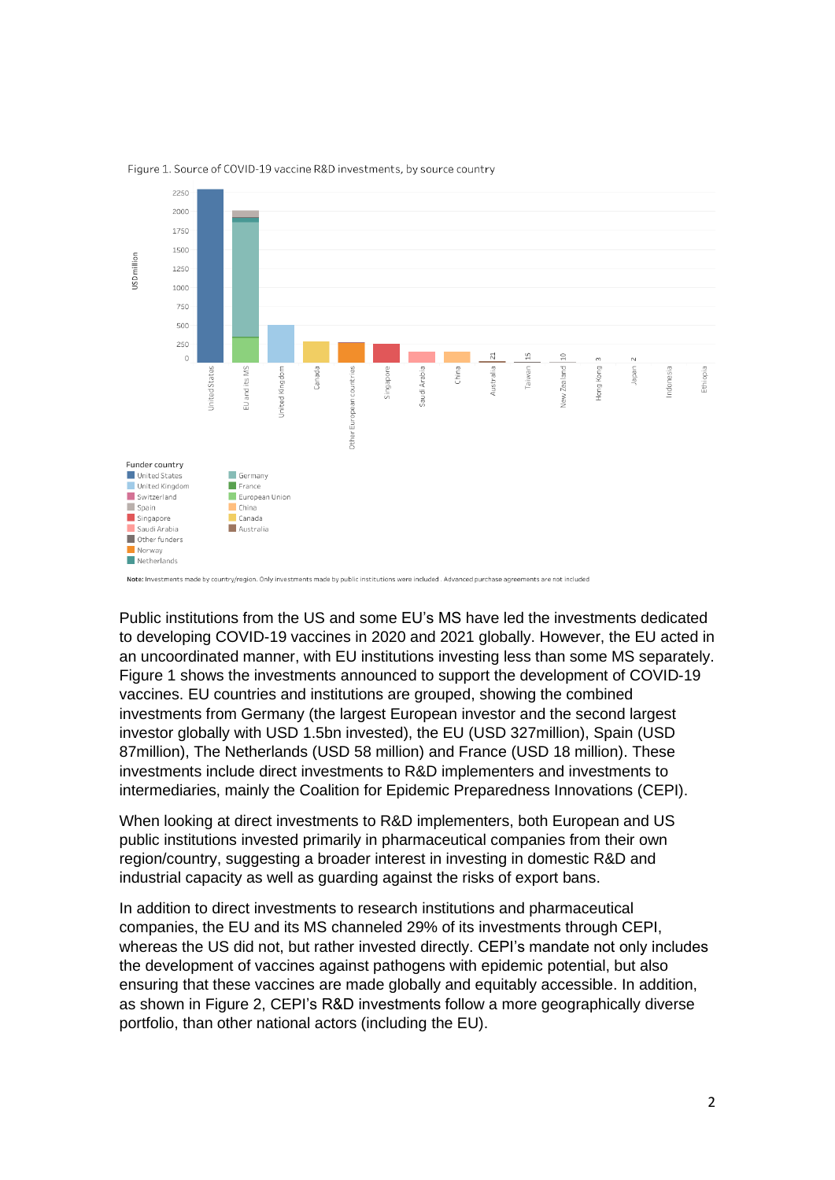Figure 1. Source of COVID-19 vaccine R&D investments, by source country

Note: Investments made by country/region. Only investments made by public institutions were included. Advanced purchase agreements are not included

Public institutions from the US and some EU's MS have led the investments dedicated to developing COVID-19 vaccines in 2020 and 2021 globally. However, the EU acted in an uncoordinated manner, with EU institutions investing less than some MS separately. Figure 1 shows the investments announced to support the development of COVID-19 vaccines. EU countries and institutions are grouped, showing the combined investments from Germany (the largest European investor and the second largest investor globally with USD 1.5bn invested), the EU (USD 327million), Spain (USD 87million), The Netherlands (USD 58 million) and France (USD 18 million). These investments include direct investments to R&D implementers and investments to intermediaries, mainly the Coalition for Epidemic Preparedness Innovations (CEPI).

When looking at direct investments to R&D implementers, both European and US public institutions invested primarily in pharmaceutical companies from their own region/country, suggesting a broader interest in investing in domestic R&D and industrial capacity as well as guarding against the risks of export bans.

In addition to direct investments to research institutions and pharmaceutical companies, the EU and its MS channeled 29% of its investments through CEPI, whereas the US did not, but rather invested directly. CEPI's mandate not only includes the development of vaccines against pathogens with epidemic potential, but also ensuring that these vaccines are made globally and equitably accessible. In addition, as shown in Figure 2, CEPI's R&D investments follow a more geographically diverse portfolio, than other national actors (including the EU).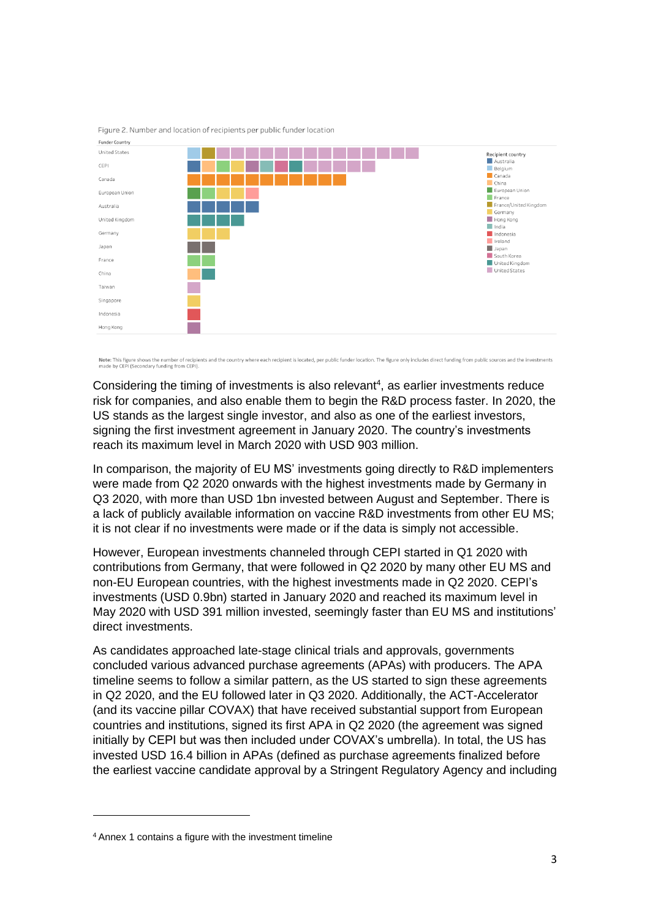Figure 2. Number and location of recipients per public funder location

Note: This figure shows the number of recipients and the country where each recipient is located, per public funder location. The figure only includes direct funding from public sources and the investments made by CEPI (Secondary funding from CEPI).

Considering the timing of investments is also relevant[4], as earlier investments reduce risk for companies, and also enable them to begin the R&D process faster. In 2020, the US stands as the largest single investor, and also as one of the earliest investors, signing the first investment agreement in January 2020. The country's investments reach its maximum level in March 2020 with USD 903 million.

In comparison, the majority of EU MS' investments going directly to R&D implementers were made from Q2 2020 onwards with the highest investments made by Germany in Q3 2020, with more than USD 1bn invested between August and September. There is a lack of publicly available information on vaccine R&D investments from other EU MS; it is not clear if no investments were made or if the data is simply not accessible.

However, European investments channeled through CEPI started in Q1 2020 with contributions from Germany, that were followed in Q2 2020 by many other EU MS and non-EU European countries, with the highest investments made in Q2 2020. CEPI's investments (USD 0.9bn) started in January 2020 and reached its maximum level in May 2020 with USD 391 million invested, seemingly faster than EU MS and institutions' direct investments.

As candidates approached late-stage clinical trials and approvals, governments concluded various advanced purchase agreements (APAs) with producers. The APA timeline seems to follow a similar pattern, as the US started to sign these agreements in Q2 2020, and the EU followed later in Q3 2020. Additionally, the ACT-Accelerator (and its vaccine pillar COVAX) that have received substantial support from European countries and institutions, signed its first APA in Q2 2020 (the agreement was signed initially by CEPI but was then included under COVAX's umbrella). In total, the US has invested USD 16.4 billion in APAs (defined as purchase agreements finalized before the earliest vaccine candidate approval by a Stringent Regulatory Agency and including

[4] Annex 1 contains a figure with the investment timeline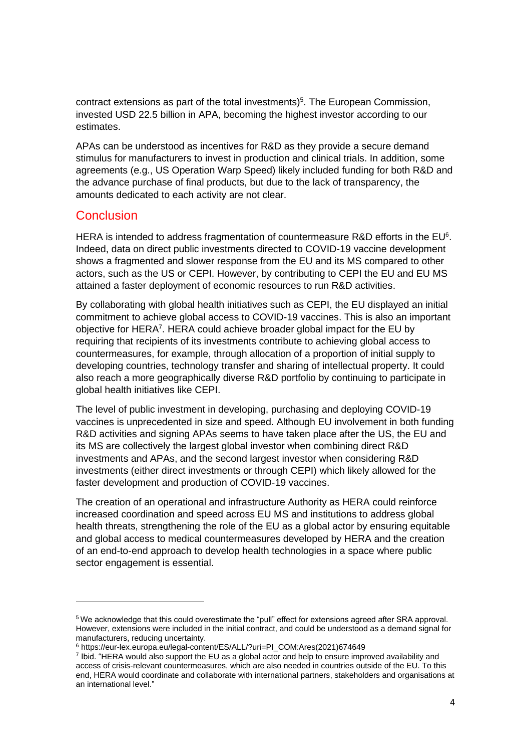contract extensions as part of the total investments)[5]. The European Commission, invested USD 22.5 billion in APA, becoming the highest investor according to our estimates.

APAs can be understood as incentives for R&D as they provide a secure demand stimulus for manufacturers to invest in production and clinical trials. In addition, some agreements (e.g., US Operation Warp Speed) likely included funding for both R&D and the advance purchase of final products, but due to the lack of transparency, the amounts dedicated to each activity are not clear.

## Conclusion

HERA is intended to address fragmentation of countermeasure R&D efforts in the EU[6]. Indeed, data on direct public investments directed to COVID-19 vaccine development shows a fragmented and slower response from the EU and its MS compared to other actors, such as the US or CEPI. However, by contributing to CEPI the EU and EU MS attained a faster deployment of economic resources to run R&D activities.

By collaborating with global health initiatives such as CEPI, the EU displayed an initial commitment to achieve global access to COVID-19 vaccines. This is also an important objective for HERA[7]. HERA could achieve broader global impact for the EU by requiring that recipients of its investments contribute to achieving global access to countermeasures, for example, through allocation of a proportion of initial supply to developing countries, technology transfer and sharing of intellectual property. It could also reach a more geographically diverse R&D portfolio by continuing to participate in global health initiatives like CEPI.

The level of public investment in developing, purchasing and deploying COVID-19 vaccines is unprecedented in size and speed. Although EU involvement in both funding R&D activities and signing APAs seems to have taken place after the US, the EU and its MS are collectively the largest global investor when combining direct R&D investments and APAs, and the second largest investor when considering R&D investments (either direct investments or through CEPI) which likely allowed for the faster development and production of COVID-19 vaccines.

The creation of an operational and infrastructure Authority as HERA could reinforce increased coordination and speed across EU MS and institutions to address global health threats, strengthening the role of the EU as a global actor by ensuring equitable and global access to medical countermeasures developed by HERA and the creation of an end-to-end approach to develop health technologies in a space where public sector engagement is essential.

---

[5] We acknowledge that this could overestimate the "pull" effect for extensions agreed after SRA approval. However, extensions were included in the initial contract, and could be understood as a demand signal for manufacturers, reducing uncertainty.

[6] https://eur-lex.europa.eu/legal-content/ES/ALL/?uri=PI_COM:Ares(2021)674649

[7] Ibid. "HERA would also support the EU as a global actor and help to ensure improved availability and access of crisis-relevant countermeasures, which are also needed in countries outside of the EU. To this end, HERA would coordinate and collaborate with international partners, stakeholders and organisations at an international level."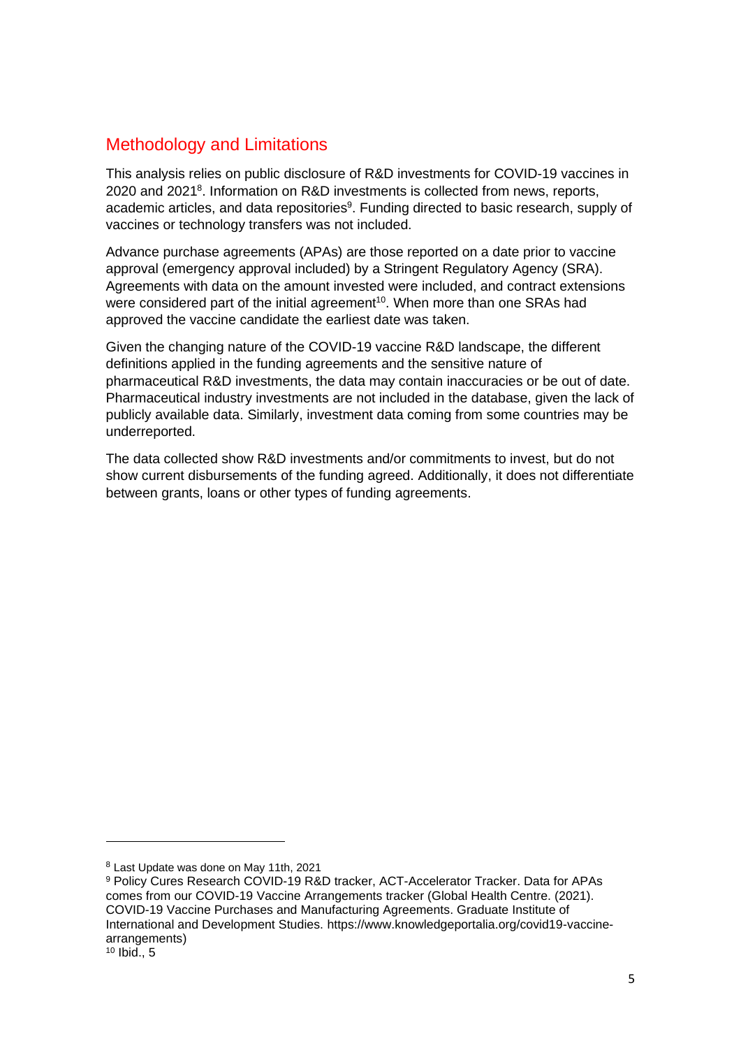## Methodology and Limitations

This analysis relies on public disclosure of R&D investments for COVID-19 vaccines in 2020 and 2021[8]. Information on R&D investments is collected from news, reports, academic articles, and data repositories[9]. Funding directed to basic research, supply of vaccines or technology transfers was not included.

Advance purchase agreements (APAs) are those reported on a date prior to vaccine approval (emergency approval included) by a Stringent Regulatory Agency (SRA). Agreements with data on the amount invested were included, and contract extensions were considered part of the initial agreement[10]. When more than one SRAs had approved the vaccine candidate the earliest date was taken.

Given the changing nature of the COVID-19 vaccine R&D landscape, the different definitions applied in the funding agreements and the sensitive nature of pharmaceutical R&D investments, the data may contain inaccuracies or be out of date. Pharmaceutical industry investments are not included in the database, given the lack of publicly available data. Similarly, investment data coming from some countries may be underreported.

The data collected show R&D investments and/or commitments to invest, but do not show current disbursements of the funding agreed. Additionally, it does not differentiate between grants, loans or other types of funding agreements.

---

[8] Last Update was done on May 11th, 2021

[9] Policy Cures Research COVID-19 R&D tracker, ACT-Accelerator Tracker. Data for APAs comes from our COVID-19 Vaccine Arrangements tracker (Global Health Centre. (2021). COVID-19 Vaccine Purchases and Manufacturing Agreements. Graduate Institute of International and Development Studies. https://www.knowledgeportalia.org/covid19-vaccine-arrangements)

[10] Ibid., 5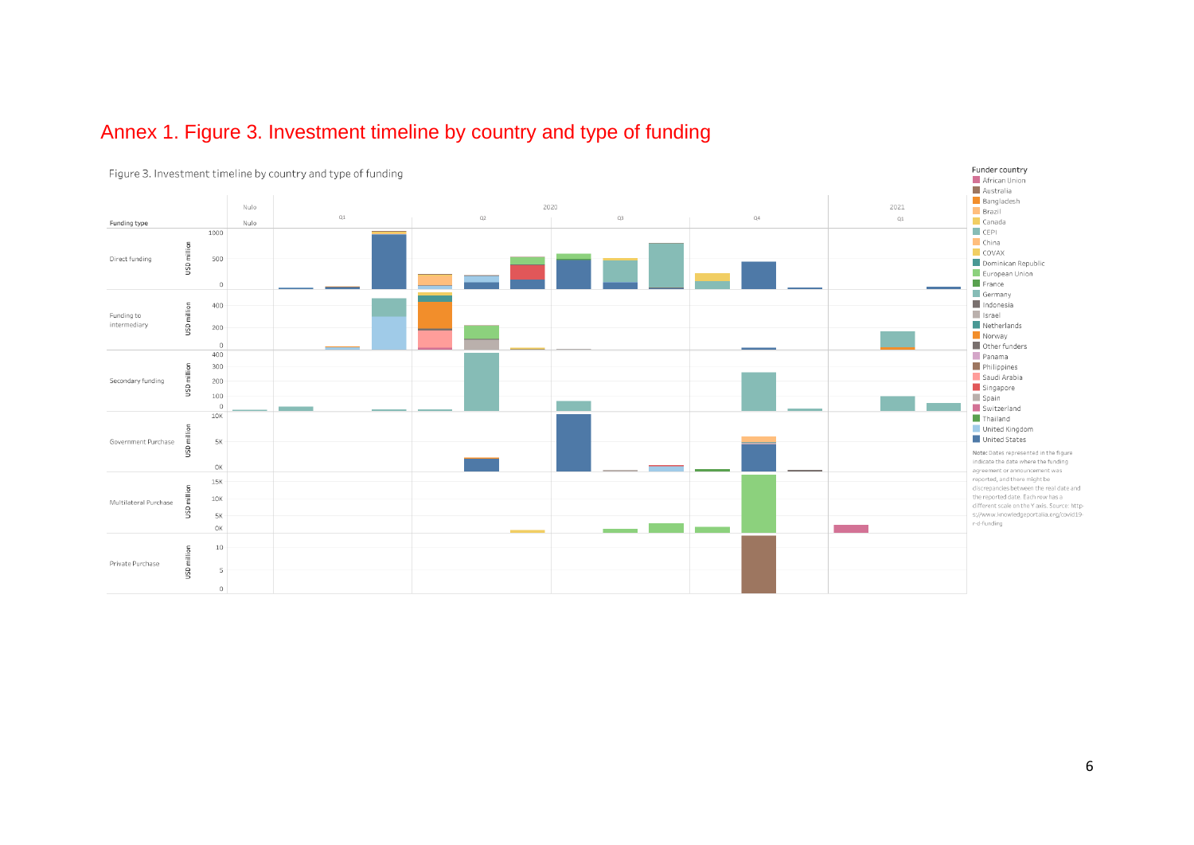# Annex 1. Figure 3. Investment timeline by country and type of funding

Figure 3. Investment timeline by country and type of funding

Nulo
Nulo
2020
Q1
Q2
Q3
Q4
2021
Q1

Funding type

Direct funding
USD million
1000
500
0

Funding to intermediary
USD million
400
200
0

Secondary funding
USD million
400
300
200
100
0

Government Purchase
USD million
10K
5K
0K

Multilateral Purchase
USD million
15K
10K
5K
0K

Private Purchase
USD million
10
5
0

Funder country
African Union
Australia
Bangladesh
Brazil
Canada
CEPI
China
COVAX
Dominican Republic
European Union
France
Germany
Indonesia
Israel
Netherlands
Norway
Other funders
Panama
Philippines
Saudi Arabia
Singapore
Spain
Switzerland
Thailand
United Kingdom
United States

**Note:** Dates represented in the figure indicate the date where the funding agreement or announcement was reported, and there might be discrepancies between the real date and the reported date. Each row has a different scale on the Y axis. Source: https://www.knowledgeportalia.org/covid19-r-d-funding